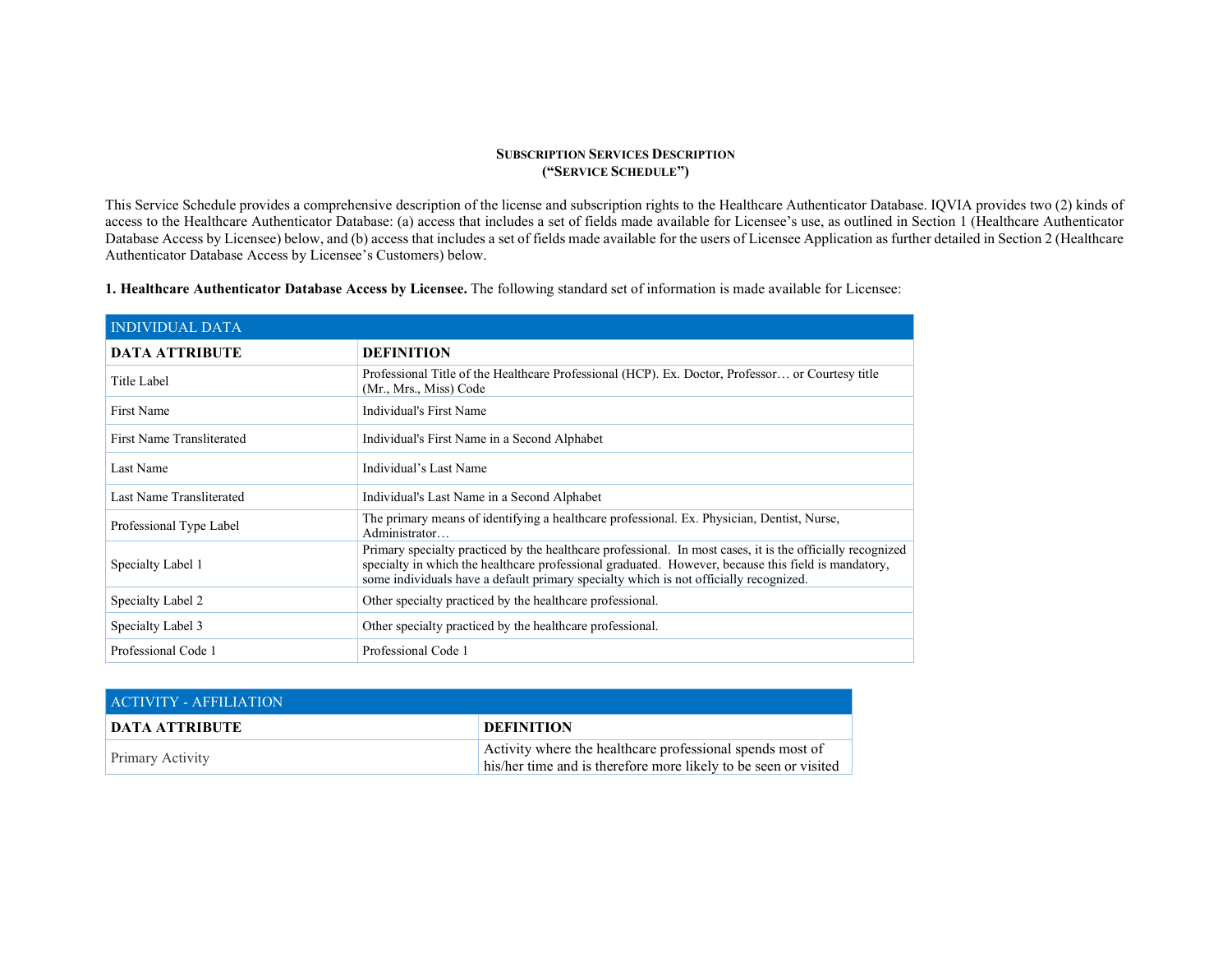# Subscription Services Description
## ("Service Schedule")

This Service Schedule provides a comprehensive description of the license and subscription rights to the Healthcare Authenticator Database. IQVIA provides two (2) kinds of access to the Healthcare Authenticator Database: (a) access that includes a set of fields made available for Licensee's use, as outlined in Section 1 (Healthcare Authenticator Database Access by Licensee) below, and (b) access that includes a set of fields made available for the users of Licensee Application as further detailed in Section 2 (Healthcare Authenticator Database Access by Licensee's Customers) below.

**1. Healthcare Authenticator Database Access by Licensee.** The following standard set of information is made available for Licensee:

| INDIVIDUAL DATA | |
|---|---|
| **DATA ATTRIBUTE** | **DEFINITION** |
| Title Label | Professional Title of the Healthcare Professional (HCP). Ex. Doctor, Professor… or Courtesy title (Mr., Mrs., Miss) Code |
| First Name | Individual's First Name |
| First Name Transliterated | Individual's First Name in a Second Alphabet |
| Last Name | Individual's Last Name |
| Last Name Transliterated | Individual's Last Name in a Second Alphabet |
| Professional Type Label | The primary means of identifying a healthcare professional. Ex. Physician, Dentist, Nurse, Administrator… |
| Specialty Label 1 | Primary specialty practiced by the healthcare professional. In most cases, it is the officially recognized specialty in which the healthcare professional graduated. However, because this field is mandatory, some individuals have a default primary specialty which is not officially recognized. |
| Specialty Label 2 | Other specialty practiced by the healthcare professional. |
| Specialty Label 3 | Other specialty practiced by the healthcare professional. |
| Professional Code 1 | Professional Code 1 |

| ACTIVITY - AFFILIATION | |
|---|---|
| **DATA ATTRIBUTE** | **DEFINITION** |
| Primary Activity | Activity where the healthcare professional spends most of his/her time and is therefore more likely to be seen or visited |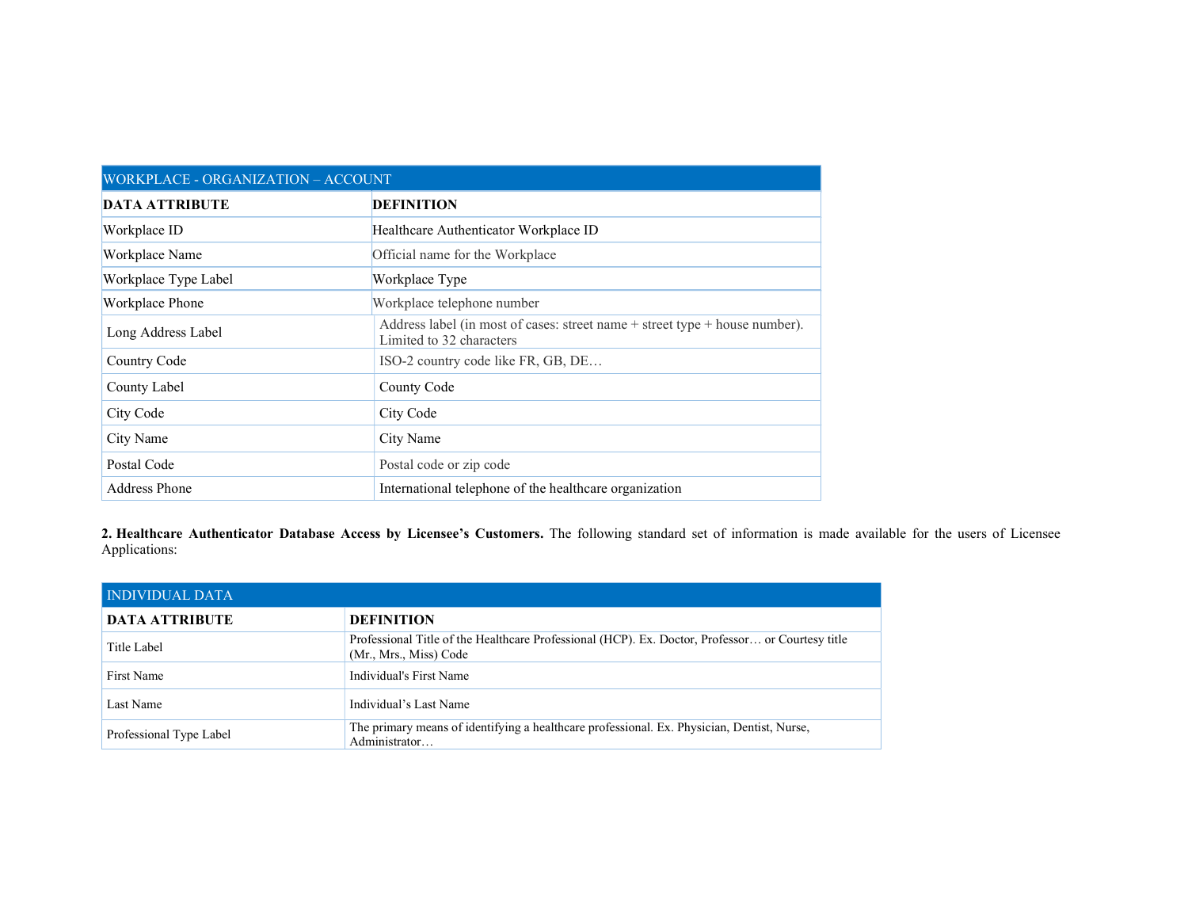| WORKPLACE - ORGANIZATION – ACCOUNT | |
|---|---|
| **DATA ATTRIBUTE** | **DEFINITION** |
| Workplace ID | Healthcare Authenticator Workplace ID |
| Workplace Name | Official name for the Workplace |
| Workplace Type Label | Workplace Type |
| Workplace Phone | Workplace telephone number |
| Long Address Label | Address label (in most of cases: street name + street type + house number). Limited to 32 characters |
| Country Code | ISO-2 country code like FR, GB, DE… |
| County Label | County Code |
| City Code | City Code |
| City Name | City Name |
| Postal Code | Postal code or zip code |
| Address Phone | International telephone of the healthcare organization |

**2. Healthcare Authenticator Database Access by Licensee's Customers.** The following standard set of information is made available for the users of Licensee Applications:

| INDIVIDUAL DATA | |
|---|---|
| **DATA ATTRIBUTE** | **DEFINITION** |
| Title Label | Professional Title of the Healthcare Professional (HCP). Ex. Doctor, Professor… or Courtesy title (Mr., Mrs., Miss) Code |
| First Name | Individual's First Name |
| Last Name | Individual's Last Name |
| Professional Type Label | The primary means of identifying a healthcare professional. Ex. Physician, Dentist, Nurse, Administrator… |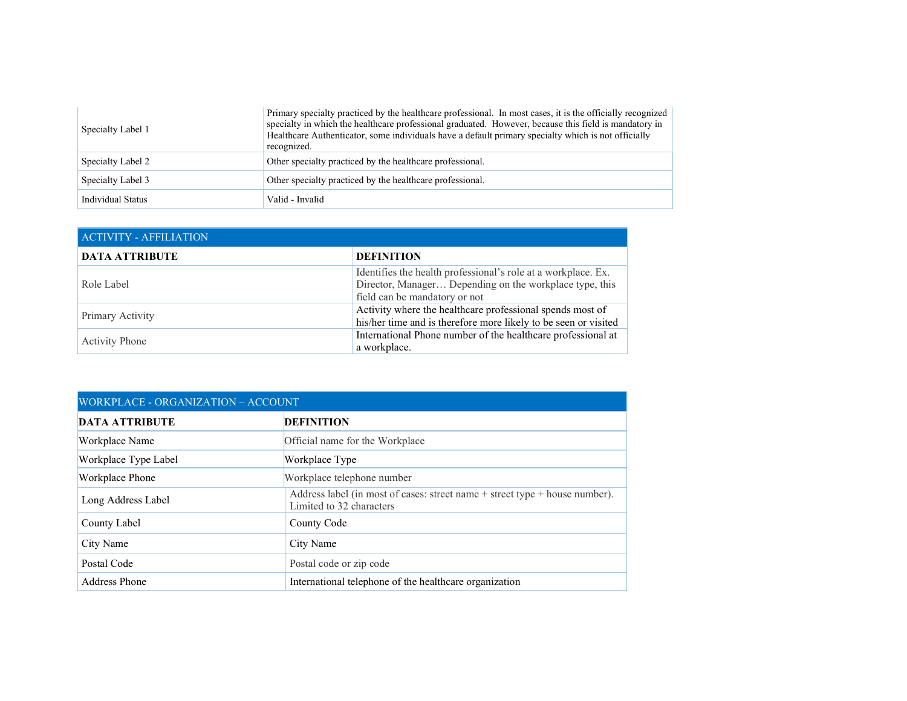| | |
|---|---|
| Specialty Label 1 | Primary specialty practiced by the healthcare professional. In most cases, it is the officially recognized specialty in which the healthcare professional graduated. However, because this field is mandatory in Healthcare Authenticator, some individuals have a default primary specialty which is not officially recognized. |
| Specialty Label 2 | Other specialty practiced by the healthcare professional. |
| Specialty Label 3 | Other specialty practiced by the healthcare professional. |
| Individual Status | Valid - Invalid |

| ACTIVITY - AFFILIATION | |
|---|---|
| **DATA ATTRIBUTE** | **DEFINITION** |
| Role Label | Identifies the health professional's role at a workplace. Ex. Director, Manager… Depending on the workplace type, this field can be mandatory or not |
| Primary Activity | Activity where the healthcare professional spends most of his/her time and is therefore more likely to be seen or visited |
| Activity Phone | International Phone number of the healthcare professional at a workplace. |

| WORKPLACE - ORGANIZATION – ACCOUNT | |
|---|---|
| **DATA ATTRIBUTE** | **DEFINITION** |
| Workplace Name | Official name for the Workplace |
| Workplace Type Label | Workplace Type |
| Workplace Phone | Workplace telephone number |
| Long Address Label | Address label (in most of cases: street name + street type + house number). Limited to 32 characters |
| County Label | County Code |
| City Name | City Name |
| Postal Code | Postal code or zip code |
| Address Phone | International telephone of the healthcare organization |